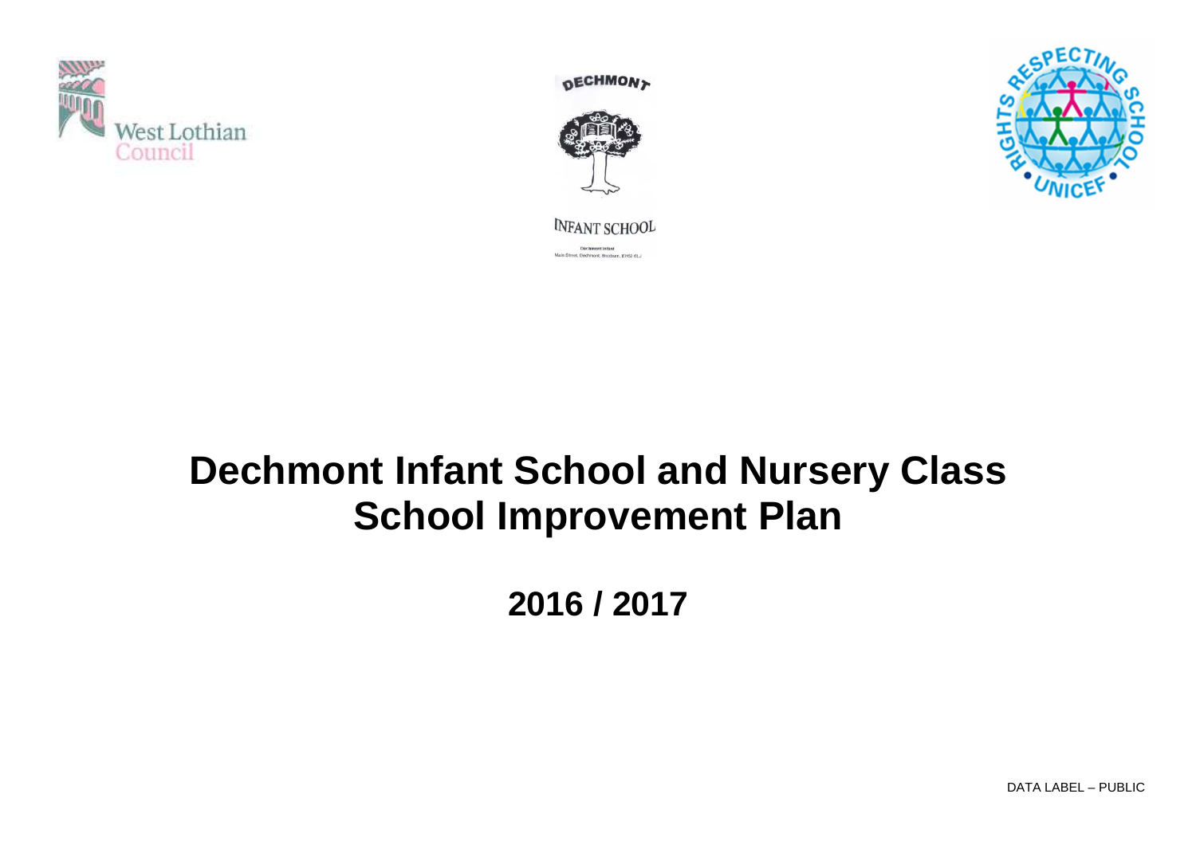West Lothian Council

DECHMONT

INFANT SCHOOL

Dechmont Infant
Main Street, Dechmont, Broxburn, EH52 6LJ

RIGHTS RESPECTING SCHOOL • UNICEF •

# Dechmont Infant School and Nursery Class
# School Improvement Plan

## 2016 / 2017

DATA LABEL – PUBLIC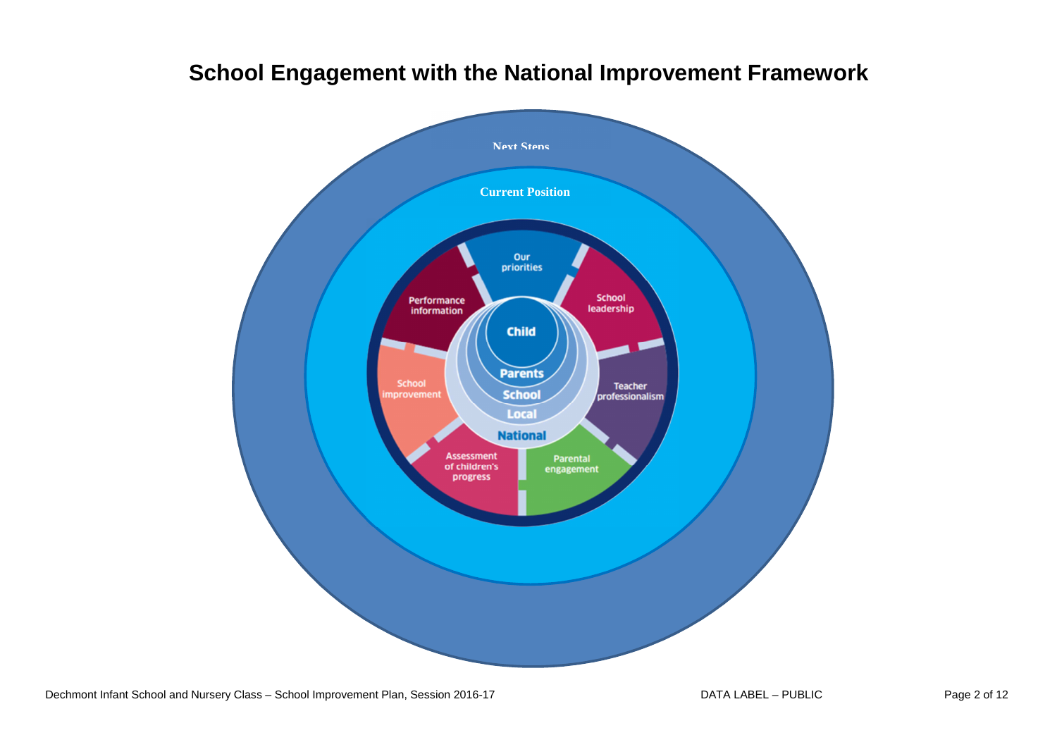# School Engagement with the National Improvement Framework

Next Steps

Current Position

Our priorities

School leadership

Teacher professionalism

Parental engagement

Assessment of children's progress

School improvement

Performance information

Child

Parents

School

Local

National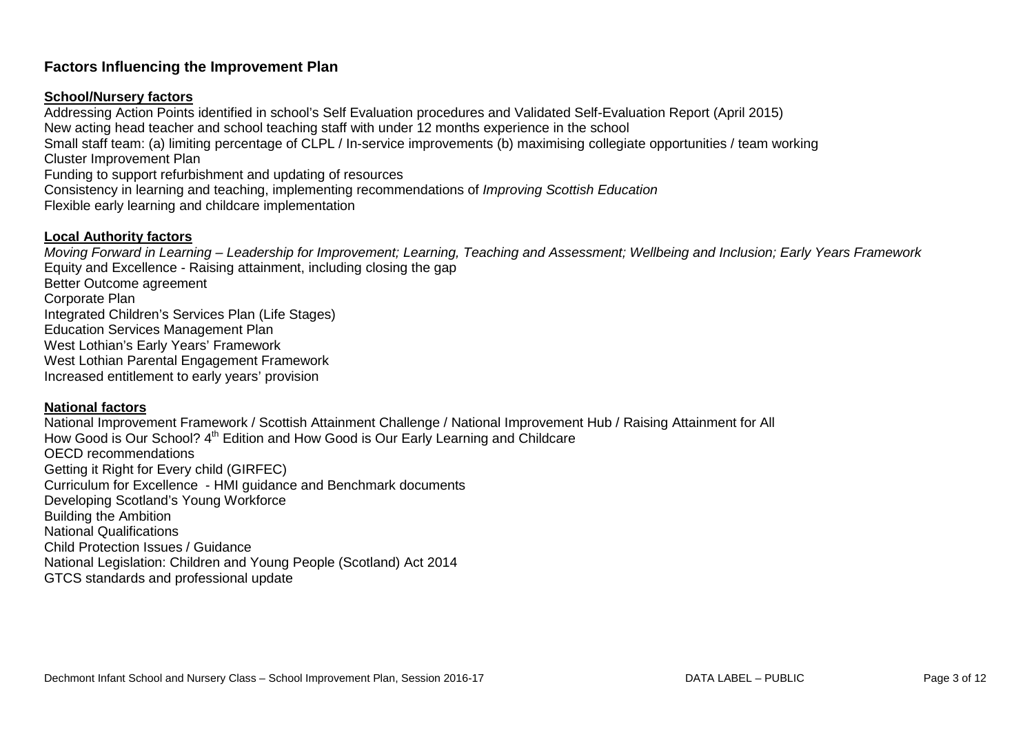## Factors Influencing the Improvement Plan

**School/Nursery factors**

Addressing Action Points identified in school's Self Evaluation procedures and Validated Self-Evaluation Report (April 2015)
New acting head teacher and school teaching staff with under 12 months experience in the school
Small staff team: (a) limiting percentage of CLPL / In-service improvements (b) maximising collegiate opportunities / team working
Cluster Improvement Plan
Funding to support refurbishment and updating of resources
Consistency in learning and teaching, implementing recommendations of *Improving Scottish Education*
Flexible early learning and childcare implementation

**Local Authority factors**

*Moving Forward in Learning – Leadership for Improvement; Learning, Teaching and Assessment; Wellbeing and Inclusion; Early Years Framework*
Equity and Excellence - Raising attainment, including closing the gap
Better Outcome agreement
Corporate Plan
Integrated Children's Services Plan (Life Stages)
Education Services Management Plan
West Lothian's Early Years' Framework
West Lothian Parental Engagement Framework
Increased entitlement to early years' provision

**National factors**

National Improvement Framework / Scottish Attainment Challenge / National Improvement Hub / Raising Attainment for All
How Good is Our School? 4th Edition and How Good is Our Early Learning and Childcare
OECD recommendations
Getting it Right for Every child (GIRFEC)
Curriculum for Excellence - HMI guidance and Benchmark documents
Developing Scotland's Young Workforce
Building the Ambition
National Qualifications
Child Protection Issues / Guidance
National Legislation: Children and Young People (Scotland) Act 2014
GTCS standards and professional update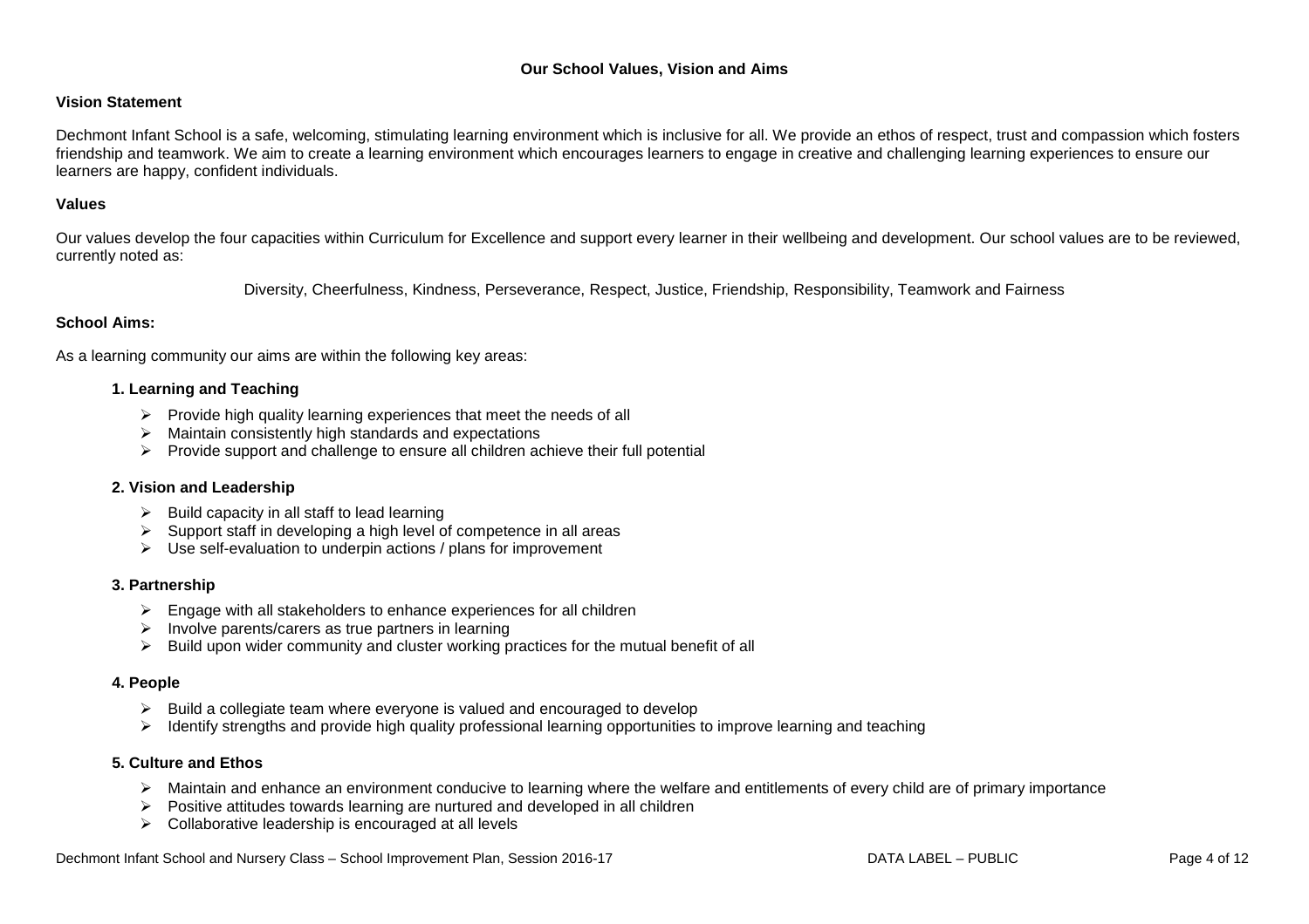## Our School Values, Vision and Aims

### Vision Statement

Dechmont Infant School is a safe, welcoming, stimulating learning environment which is inclusive for all. We provide an ethos of respect, trust and compassion which fosters friendship and teamwork. We aim to create a learning environment which encourages learners to engage in creative and challenging learning experiences to ensure our learners are happy, confident individuals.

### Values

Our values develop the four capacities within Curriculum for Excellence and support every learner in their wellbeing and development. Our school values are to be reviewed, currently noted as:

Diversity, Cheerfulness, Kindness, Perseverance, Respect, Justice, Friendship, Responsibility, Teamwork and Fairness

### School Aims:

As a learning community our aims are within the following key areas:

**1. Learning and Teaching**

- Provide high quality learning experiences that meet the needs of all
- Maintain consistently high standards and expectations
- Provide support and challenge to ensure all children achieve their full potential

**2. Vision and Leadership**

- Build capacity in all staff to lead learning
- Support staff in developing a high level of competence in all areas
- Use self-evaluation to underpin actions / plans for improvement

**3. Partnership**

- Engage with all stakeholders to enhance experiences for all children
- Involve parents/carers as true partners in learning
- Build upon wider community and cluster working practices for the mutual benefit of all

**4. People**

- Build a collegiate team where everyone is valued and encouraged to develop
- Identify strengths and provide high quality professional learning opportunities to improve learning and teaching

**5. Culture and Ethos**

- Maintain and enhance an environment conducive to learning where the welfare and entitlements of every child are of primary importance
- Positive attitudes towards learning are nurtured and developed in all children
- Collaborative leadership is encouraged at all levels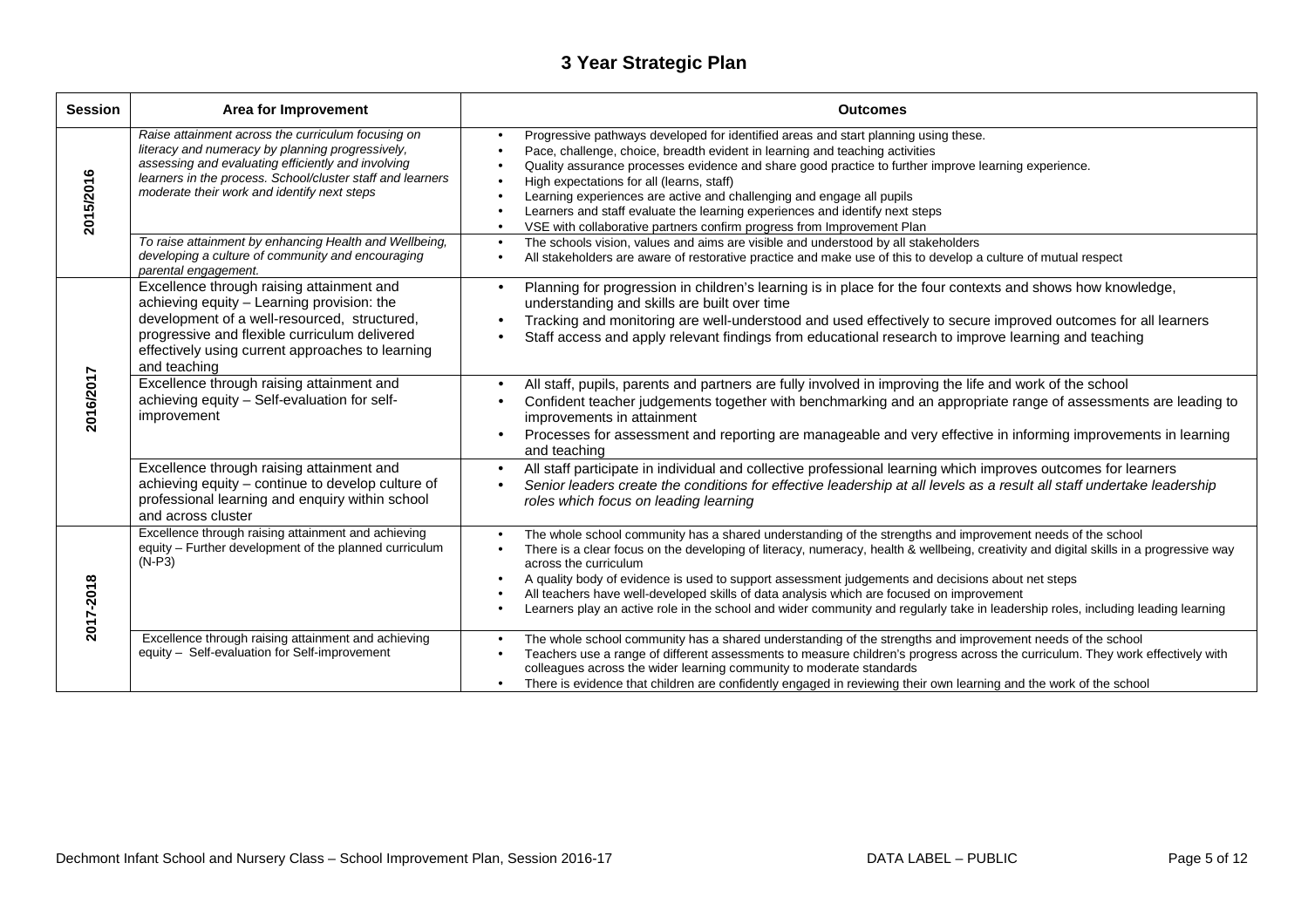# 3 Year Strategic Plan

| Session | Area for Improvement | Outcomes |
|---|---|---|
| 2015/2016 | *Raise attainment across the curriculum focusing on literacy and numeracy by planning progressively, assessing and evaluating efficiently and involving learners in the process. School/cluster staff and learners moderate their work and identify next steps* | • Progressive pathways developed for identified areas and start planning using these. <br> • Pace, challenge, choice, breadth evident in learning and teaching activities <br> • Quality assurance processes evidence and share good practice to further improve learning experience. <br> • High expectations for all (learns, staff) <br> • Learning experiences are active and challenging and engage all pupils <br> • Learners and staff evaluate the learning experiences and identify next steps <br> • VSE with collaborative partners confirm progress from Improvement Plan |
| | *To raise attainment by enhancing Health and Wellbeing, developing a culture of community and encouraging parental engagement.* | • The schools vision, values and aims are visible and understood by all stakeholders <br> • All stakeholders are aware of restorative practice and make use of this to develop a culture of mutual respect |
| 2016/2017 | Excellence through raising attainment and achieving equity – Learning provision: the development of a well-resourced, structured, progressive and flexible curriculum delivered effectively using current approaches to learning and teaching | • Planning for progression in children's learning is in place for the four contexts and shows how knowledge, understanding and skills are built over time <br> • Tracking and monitoring are well-understood and used effectively to secure improved outcomes for all learners <br> • Staff access and apply relevant findings from educational research to improve learning and teaching |
| | Excellence through raising attainment and achieving equity – Self-evaluation for self-improvement | • All staff, pupils, parents and partners are fully involved in improving the life and work of the school <br> • Confident teacher judgements together with benchmarking and an appropriate range of assessments are leading to improvements in attainment <br> • Processes for assessment and reporting are manageable and very effective in informing improvements in learning and teaching |
| | Excellence through raising attainment and achieving equity – continue to develop culture of professional learning and enquiry within school and across cluster | • All staff participate in individual and collective professional learning which improves outcomes for learners <br> • *Senior leaders create the conditions for effective leadership at all levels as a result all staff undertake leadership roles which focus on leading learning* |
| 2017-2018 | Excellence through raising attainment and achieving equity – Further development of the planned curriculum (N-P3) | • The whole school community has a shared understanding of the strengths and improvement needs of the school <br> • There is a clear focus on the developing of literacy, numeracy, health & wellbeing, creativity and digital skills in a progressive way across the curriculum <br> • A quality body of evidence is used to support assessment judgements and decisions about net steps <br> • All teachers have well-developed skills of data analysis which are focused on improvement <br> • Learners play an active role in the school and wider community and regularly take in leadership roles, including leading learning |
| | Excellence through raising attainment and achieving equity – Self-evaluation for Self-improvement | • The whole school community has a shared understanding of the strengths and improvement needs of the school <br> • Teachers use a range of different assessments to measure children's progress across the curriculum. They work effectively with colleagues across the wider learning community to moderate standards <br> • There is evidence that children are confidently engaged in reviewing their own learning and the work of the school |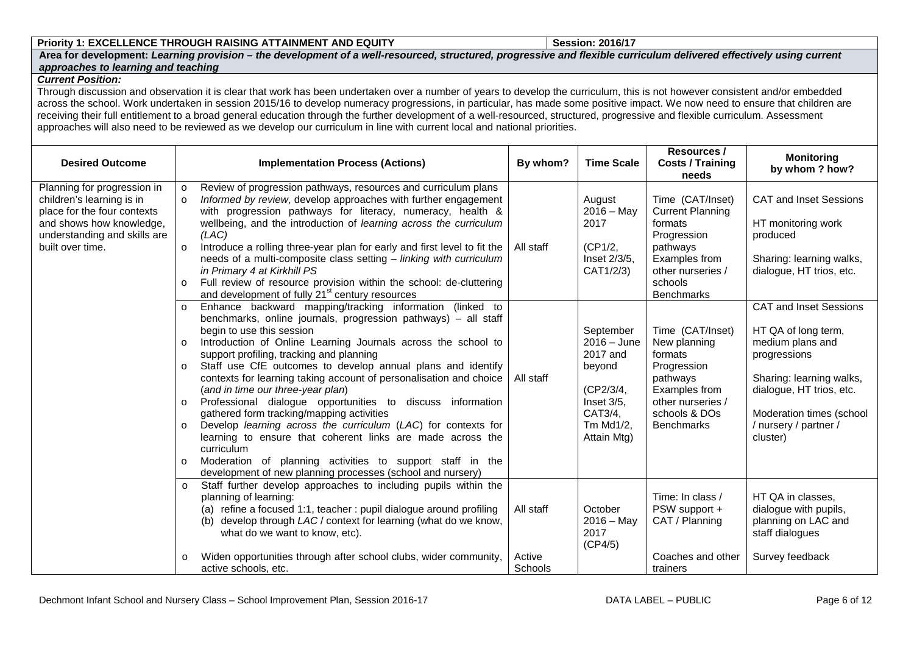**Priority 1: EXCELLENCE THROUGH RAISING ATTAINMENT AND EQUITY** | **Session: 2016/17**

**Area for development:** ***Learning provision – the development of a well-resourced, structured, progressive and flexible curriculum delivered effectively using current approaches to learning and teaching***

***Current Position:***

Through discussion and observation it is clear that work has been undertaken over a number of years to develop the curriculum, this is not however consistent and/or embedded across the school. Work undertaken in session 2015/16 to develop numeracy progressions, in particular, has made some positive impact. We now need to ensure that children are receiving their full entitlement to a broad general education through the further development of a well-resourced, structured, progressive and flexible curriculum. Assessment approaches will also need to be reviewed as we develop our curriculum in line with current local and national priorities.

| Desired Outcome | Implementation Process (Actions) | By whom? | Time Scale | Resources / Costs / Training needs | Monitoring by whom ? how? |
|---|---|---|---|---|---|
| Planning for progression in children's learning is in place for the four contexts and shows how knowledge, understanding and skills are built over time. | o Review of progression pathways, resources and curriculum plans<br>o *Informed by review*, develop approaches with further engagement with progression pathways for literacy, numeracy, health & wellbeing, and the introduction of *learning across the curriculum (LAC)*<br>o Introduce a rolling three-year plan for early and first level to fit the needs of a multi-composite class setting – *linking with curriculum in Primary 4 at Kirkhill PS*<br>o Full review of resource provision within the school: de-cluttering and development of fully 21st century resources | All staff | August 2016 – May 2017<br><br>(CP1/2, Inset 2/3/5, CAT1/2/3) | Time (CAT/Inset)<br>Current Planning formats<br>Progression pathways<br>Examples from other nurseries / schools<br>Benchmarks | CAT and Inset Sessions<br><br>HT monitoring work produced<br><br>Sharing: learning walks, dialogue, HT trios, etc. |
| | o Enhance backward mapping/tracking information (linked to benchmarks, online journals, progression pathways) – all staff begin to use this session<br>o Introduction of Online Learning Journals across the school to support profiling, tracking and planning<br>o Staff use CfE outcomes to develop annual plans and identify contexts for learning taking account of personalisation and choice (*and in time our three-year plan*)<br>o Professional dialogue opportunities to discuss information gathered form tracking/mapping activities<br>o Develop *learning across the curriculum* (*LAC*) for contexts for learning to ensure that coherent links are made across the curriculum<br>o Moderation of planning activities to support staff in the development of new planning processes (school and nursery) | All staff | September 2016 – June 2017 and beyond<br><br>(CP2/3/4, Inset 3/5, CAT3/4, Tm Md1/2, Attain Mtg) | Time (CAT/Inset)<br>New planning formats<br>Progression pathways<br>Examples from other nurseries / schools & DOs<br>Benchmarks | CAT and Inset Sessions<br><br>HT QA of long term, medium plans and progressions<br><br>Sharing: learning walks, dialogue, HT trios, etc.<br><br>Moderation times (school / nursery / partner / cluster) |
| | o Staff further develop approaches to including pupils within the planning of learning:<br>(a) refine a focused 1:1, teacher : pupil dialogue around profiling<br>(b) develop through *LAC* / context for learning (what do we know, what do we want to know, etc). | All staff | October 2016 – May 2017 (CP4/5) | Time: In class / PSW support + CAT / Planning | HT QA in classes, dialogue with pupils, planning on LAC and staff dialogues |
| | o Widen opportunities through after school clubs, wider community, active schools, etc. | Active Schools | | Coaches and other trainers | Survey feedback |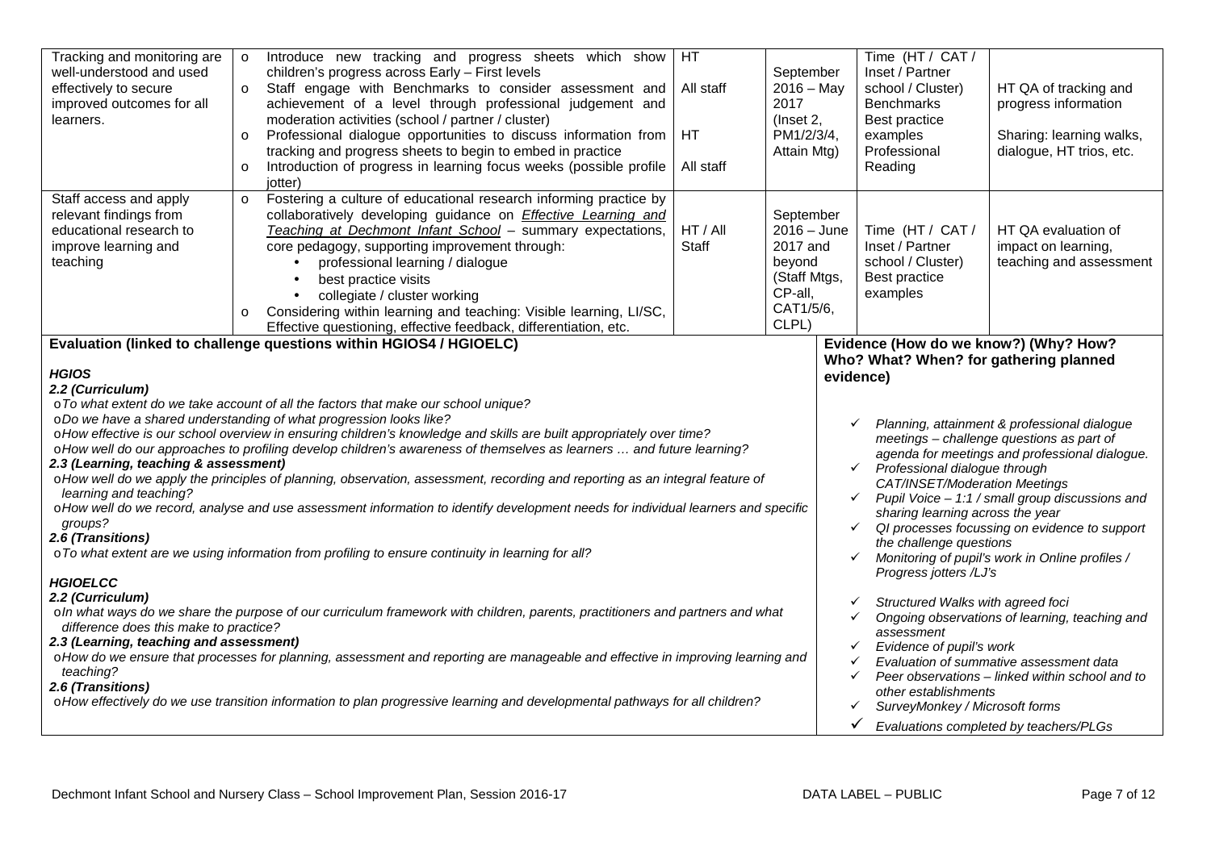| | | | | | |
|---|---|---|---|---|---|
| Tracking and monitoring are well-understood and used effectively to secure improved outcomes for all learners. | o Introduce new tracking and progress sheets which show children's progress across Early – First levels<br>o Staff engage with Benchmarks to consider assessment and achievement of a level through professional judgement and moderation activities (school / partner / cluster)<br>o Professional dialogue opportunities to discuss information from tracking and progress sheets to begin to embed in practice<br>o Introduction of progress in learning focus weeks (possible profile jotter) | HT<br>All staff<br>HT<br>All staff | September 2016 – May 2017 (Inset 2, PM1/2/3/4, Attain Mtg) | Time (HT / CAT / Inset / Partner school / Cluster)<br>Benchmarks<br>Best practice examples<br>Professional Reading | HT QA of tracking and progress information<br>Sharing: learning walks, dialogue, HT trios, etc. |
| Staff access and apply relevant findings from educational research to improve learning and teaching | o Fostering a culture of educational research informing practice by collaboratively developing guidance on ***Effective Learning and Teaching at Dechmont Infant School*** – summary expectations, core pedagogy, supporting improvement through:<br>• professional learning / dialogue<br>• best practice visits<br>• collegiate / cluster working<br>o Considering within learning and teaching: Visible learning, LI/SC, Effective questioning, effective feedback, differentiation, etc. | HT / All Staff | September 2016 – June 2017 and beyond (Staff Mtgs, CP-all, CAT1/5/6, CLPL) | Time (HT / CAT / Inset / Partner school / Cluster)<br>Best practice examples | HT QA evaluation of impact on learning, teaching and assessment |

| **Evaluation (linked to challenge questions within HGIOS4 / HGIOELC)** | **Evidence (How do we know?) (Why? How? Who? What? When? for gathering planned evidence)** |
|---|---|
| ***HGIOS***<br>***2.2 (Curriculum)***<br>o *To what extent do we take account of all the factors that make our school unique?*<br>o *Do we have a shared understanding of what progression looks like?*<br>o *How effective is our school overview in ensuring children's knowledge and skills are built appropriately over time?*<br>o *How well do our approaches to profiling develop children's awareness of themselves as learners … and future learning?*<br>***2.3 (Learning, teaching & assessment)***<br>o *How well do we apply the principles of planning, observation, assessment, recording and reporting as an integral feature of learning and teaching?*<br>o *How well do we record, analyse and use assessment information to identify development needs for individual learners and specific groups?*<br>***2.6 (Transitions)***<br>o *To what extent are we using information from profiling to ensure continuity in learning for all?*<br><br>***HGIOELCC***<br>***2.2 (Curriculum)***<br>o *In what ways do we share the purpose of our curriculum framework with children, parents, practitioners and partners and what difference does this make to practice?*<br>***2.3 (Learning, teaching and assessment)***<br>o *How do we ensure that processes for planning, assessment and reporting are manageable and effective in improving learning and teaching?*<br>***2.6 (Transitions)***<br>o *How effectively do we use transition information to plan progressive learning and developmental pathways for all children?* | ✓ *Planning, attainment & professional dialogue meetings – challenge questions as part of agenda for meetings and professional dialogue.*<br>✓ *Professional dialogue through CAT/INSET/Moderation Meetings*<br>✓ *Pupil Voice – 1:1 / small group discussions and sharing learning across the year*<br>✓ *QI processes focussing on evidence to support the challenge questions*<br>✓ *Monitoring of pupil's work in Online profiles / Progress jotters /LJ's*<br><br>✓ *Structured Walks with agreed foci*<br>✓ *Ongoing observations of learning, teaching and assessment*<br>✓ *Evidence of pupil's work*<br>✓ *Evaluation of summative assessment data*<br>✓ *Peer observations – linked within school and to other establishments*<br>✓ *SurveyMonkey / Microsoft forms*<br>✓ *Evaluations completed by teachers/PLGs* |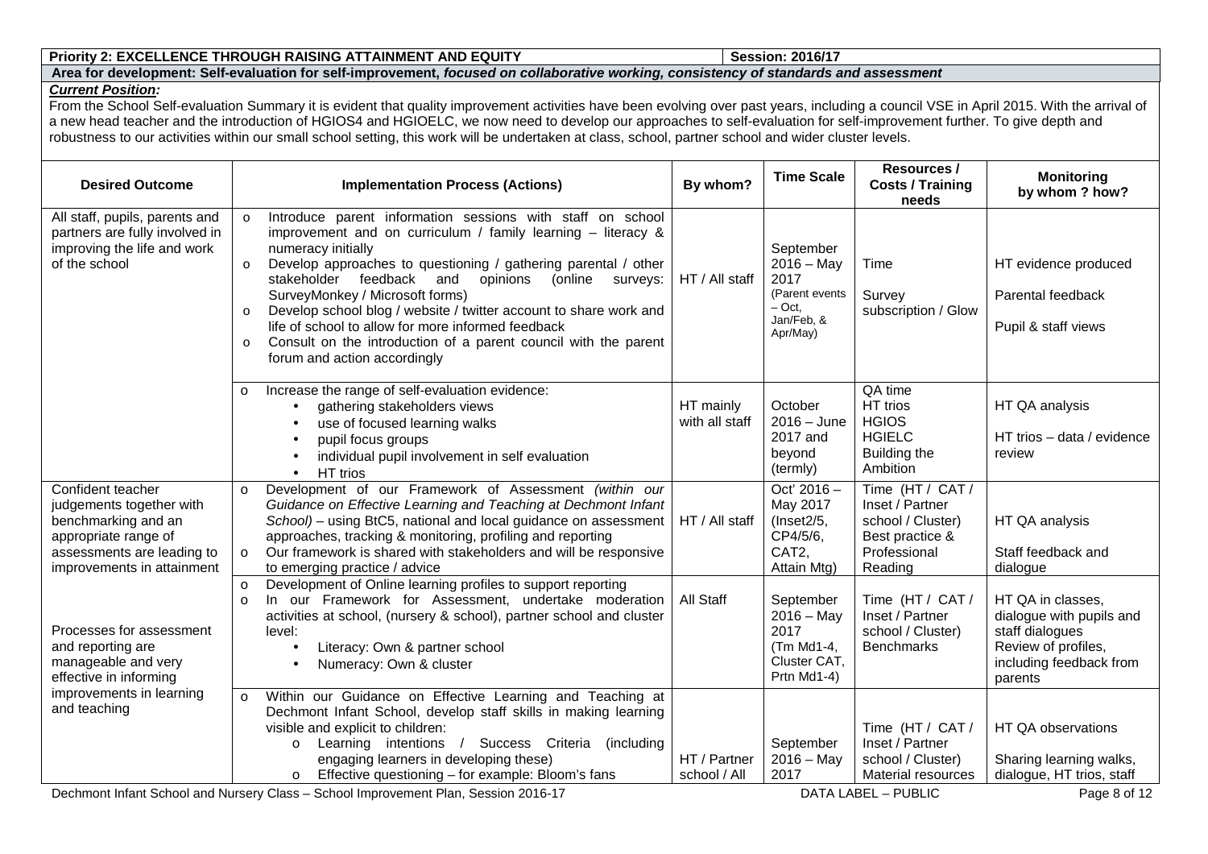| **Priority 2: EXCELLENCE THROUGH RAISING ATTAINMENT AND EQUITY** | **Session: 2016/17** |
|---|---|

**Area for development: Self-evaluation for self-improvement, *focused on collaborative working, consistency of standards and assessment***

***Current Position:***

From the School Self-evaluation Summary it is evident that quality improvement activities have been evolving over past years, including a council VSE in April 2015. With the arrival of a new head teacher and the introduction of HGIOS4 and HGIOELC, we now need to develop our approaches to self-evaluation for self-improvement further. To give depth and robustness to our activities within our small school setting, this work will be undertaken at class, school, partner school and wider cluster levels.

| Desired Outcome | Implementation Process (Actions) | By whom? | Time Scale | Resources / Costs / Training needs | Monitoring by whom ? how? |
|---|---|---|---|---|---|
| All staff, pupils, parents and partners are fully involved in improving the life and work of the school | o Introduce parent information sessions with staff on school improvement and on curriculum / family learning – literacy & numeracy initially<br>o Develop approaches to questioning / gathering parental / other stakeholder feedback and opinions (online surveys: SurveyMonkey / Microsoft forms)<br>o Develop school blog / website / twitter account to share work and life of school to allow for more informed feedback<br>o Consult on the introduction of a parent council with the parent forum and action accordingly | HT / All staff | September 2016 – May 2017 (Parent events – Oct, Jan/Feb, & Apr/May) | Time<br><br>Survey subscription / Glow | HT evidence produced<br><br>Parental feedback<br><br>Pupil & staff views |
| | o Increase the range of self-evaluation evidence:<br>• gathering stakeholders views<br>• use of focused learning walks<br>• pupil focus groups<br>• individual pupil involvement in self evaluation<br>• HT trios | HT mainly with all staff | October 2016 – June 2017 and beyond (termly) | QA time<br>HT trios<br>HGIOS<br>HGIELC<br>Building the Ambition | HT QA analysis<br><br>HT trios – data / evidence review |
| Confident teacher judgements together with benchmarking and an appropriate range of assessments are leading to improvements in attainment | o Development of our Framework of Assessment *(within our Guidance on Effective Learning and Teaching at Dechmont Infant School)* – using BtC5, national and local guidance on assessment approaches, tracking & monitoring, profiling and reporting<br>o Our framework is shared with stakeholders and will be responsive to emerging practice / advice | HT / All staff | Oct' 2016 – May 2017 (Inset2/5, CP4/5/6, CAT2, Attain Mtg) | Time (HT / CAT / Inset / Partner school / Cluster) Best practice & Professional Reading | HT QA analysis<br><br>Staff feedback and dialogue |
| Processes for assessment and reporting are manageable and very effective in informing improvements in learning and teaching | o Development of Online learning profiles to support reporting<br>o In our Framework for Assessment, undertake moderation activities at school, (nursery & school), partner school and cluster level:<br>• Literacy: Own & partner school<br>• Numeracy: Own & cluster | All Staff | September 2016 – May 2017 (Tm Md1-4, Cluster CAT, Prtn Md1-4) | Time (HT / CAT / Inset / Partner school / Cluster) Benchmarks | HT QA in classes, dialogue with pupils and staff dialogues<br>Review of profiles, including feedback from parents |
| | o Within our Guidance on Effective Learning and Teaching at Dechmont Infant School, develop staff skills in making learning visible and explicit to children:<br>o Learning intentions / Success Criteria (including engaging learners in developing these)<br>o Effective questioning – for example: Bloom's fans | HT / Partner school / All | September 2016 – May 2017 | Time (HT / CAT / Inset / Partner school / Cluster) Material resources | HT QA observations<br><br>Sharing learning walks, dialogue, HT trios, staff |

Dechmont Infant School and Nursery Class – School Improvement Plan, Session 2016-17 DATA LABEL – PUBLIC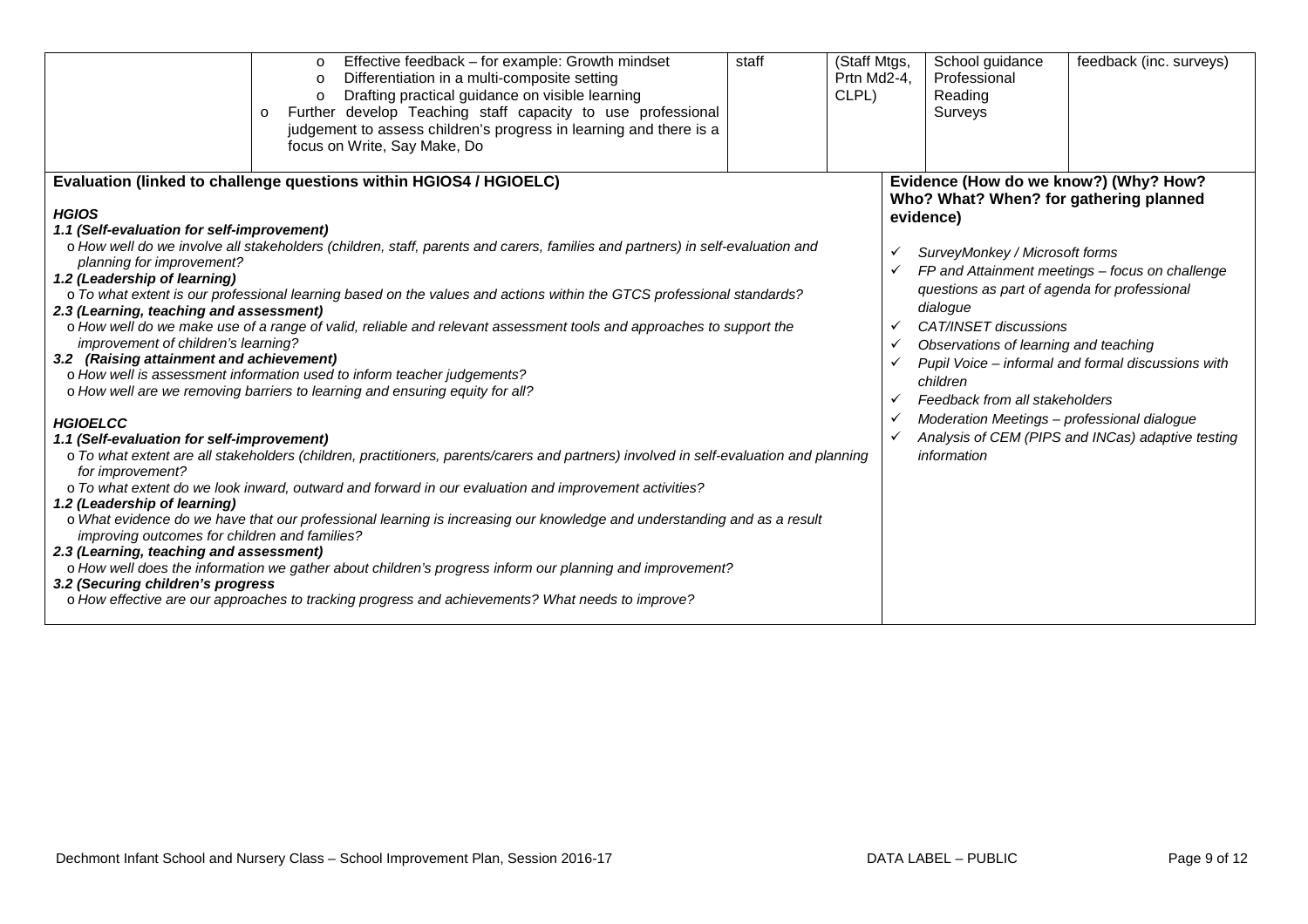| | | | | | |
|---|---|---|---|---|---|
| | o Effective feedback – for example: Growth mindset<br>o Differentiation in a multi-composite setting<br>o Drafting practical guidance on visible learning<br>o Further develop Teaching staff capacity to use professional judgement to assess children's progress in learning and there is a focus on Write, Say Make, Do | staff | (Staff Mtgs, Prtn Md2-4, CLPL) | School guidance<br>Professional Reading<br>Surveys | feedback (inc. surveys) |

| Evaluation (linked to challenge questions within HGIOS4 / HGIOELC) | Evidence (How do we know?) (Why? How? Who? What? When? for gathering planned evidence) |
|---|---|
| ***HGIOS***<br>***1.1 (Self-evaluation for self-improvement)***<br>*o How well do we involve all stakeholders (children, staff, parents and carers, families and partners) in self-evaluation and planning for improvement?*<br>***1.2 (Leadership of learning)***<br>*o To what extent is our professional learning based on the values and actions within the GTCS professional standards?*<br>***2.3 (Learning, teaching and assessment)***<br>*o How well do we make use of a range of valid, reliable and relevant assessment tools and approaches to support the improvement of children's learning?*<br>***3.2 (Raising attainment and achievement)***<br>*o How well is assessment information used to inform teacher judgements?*<br>*o How well are we removing barriers to learning and ensuring equity for all?*<br><br>***HGIOELCC***<br>***1.1 (Self-evaluation for self-improvement)***<br>*o To what extent are all stakeholders (children, practitioners, parents/carers and partners) involved in self-evaluation and planning for improvement?*<br>*o To what extent do we look inward, outward and forward in our evaluation and improvement activities?*<br>***1.2 (Leadership of learning)***<br>*o What evidence do we have that our professional learning is increasing our knowledge and understanding and as a result improving outcomes for children and families?*<br>***2.3 (Learning, teaching and assessment)***<br>*o How well does the information we gather about children's progress inform our planning and improvement?*<br>***3.2 (Securing children's progress***<br>*o How effective are our approaches to tracking progress and achievements? What needs to improve?* | ✓ *SurveyMonkey / Microsoft forms*<br>✓ *FP and Attainment meetings – focus on challenge questions as part of agenda for professional dialogue*<br>✓ *CAT/INSET discussions*<br>✓ *Observations of learning and teaching*<br>✓ *Pupil Voice – informal and formal discussions with children*<br>✓ *Feedback from all stakeholders*<br>✓ *Moderation Meetings – professional dialogue*<br>✓ *Analysis of CEM (PIPS and INCas) adaptive testing information* |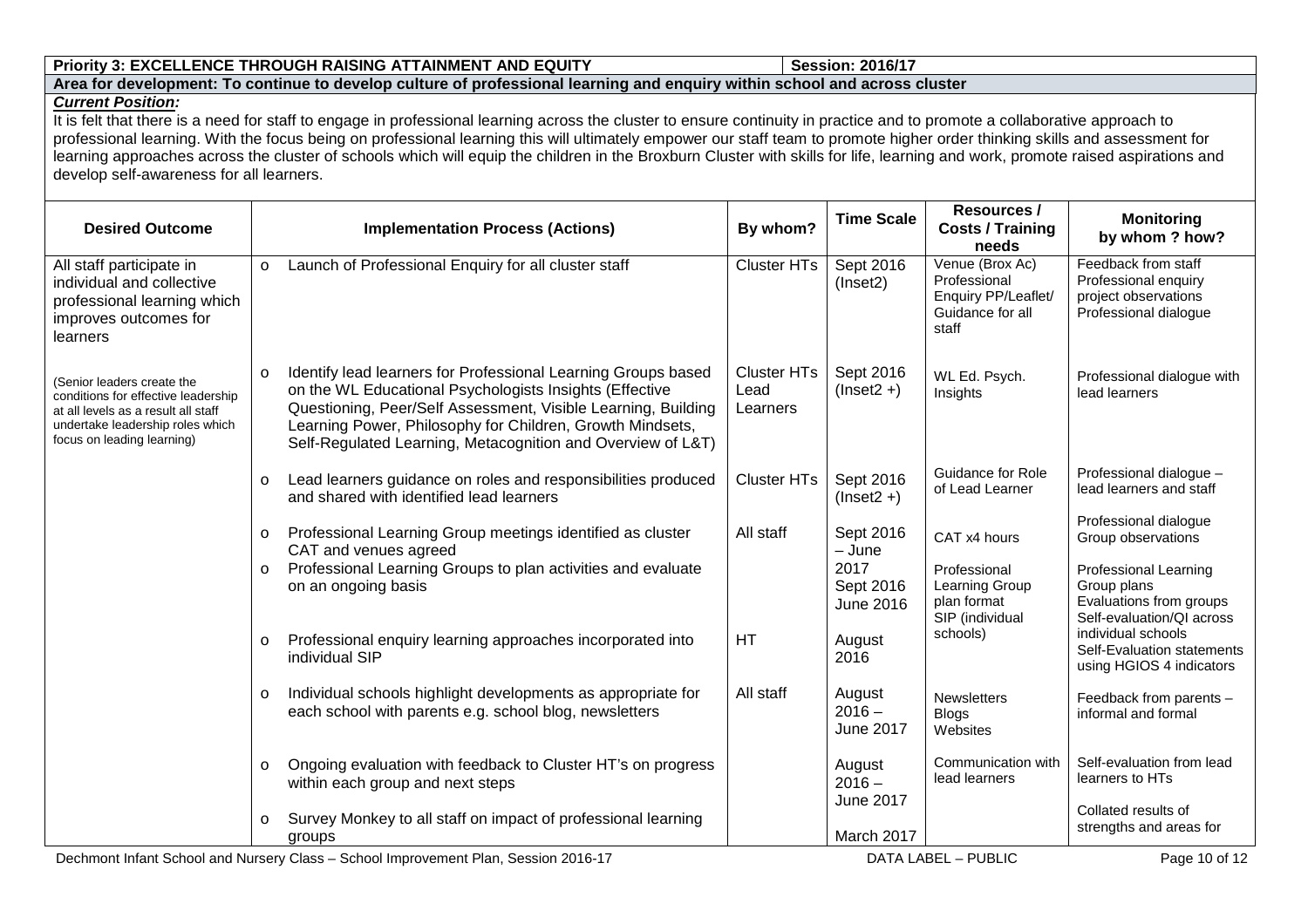**Priority 3: EXCELLENCE THROUGH RAISING ATTAINMENT AND EQUITY** | **Session: 2016/17**

**Area for development: To continue to develop culture of professional learning and enquiry within school and across cluster**

***Current Position:***

It is felt that there is a need for staff to engage in professional learning across the cluster to ensure continuity in practice and to promote a collaborative approach to professional learning. With the focus being on professional learning this will ultimately empower our staff team to promote higher order thinking skills and assessment for learning approaches across the cluster of schools which will equip the children in the Broxburn Cluster with skills for life, learning and work, promote raised aspirations and develop self-awareness for all learners.

| Desired Outcome | Implementation Process (Actions) | By whom? | Time Scale | Resources / Costs / Training needs | Monitoring by whom ? how? |
|---|---|---|---|---|---|
| All staff participate in individual and collective professional learning which improves outcomes for learners | Launch of Professional Enquiry for all cluster staff | Cluster HTs | Sept 2016 (Inset2) | Venue (Brox Ac) Professional Enquiry PP/Leaflet/ Guidance for all staff | Feedback from staff Professional enquiry project observations Professional dialogue |
| (Senior leaders create the conditions for effective leadership at all levels as a result all staff undertake leadership roles which focus on leading learning) | Identify lead learners for Professional Learning Groups based on the WL Educational Psychologists Insights (Effective Questioning, Peer/Self Assessment, Visible Learning, Building Learning Power, Philosophy for Children, Growth Mindsets, Self-Regulated Learning, Metacognition and Overview of L&T) | Cluster HTs Lead Learners | Sept 2016 (Inset2 +) | WL Ed. Psych. Insights | Professional dialogue with lead learners |
| | Lead learners guidance on roles and responsibilities produced and shared with identified lead learners | Cluster HTs | Sept 2016 (Inset2 +) | Guidance for Role of Lead Learner | Professional dialogue – lead learners and staff |
| | Professional Learning Group meetings identified as cluster CAT and venues agreed | All staff | Sept 2016 – June 2017 | CAT x4 hours | Professional dialogue Group observations |
| | Professional Learning Groups to plan activities and evaluate on an ongoing basis | | Sept 2016 June 2016 | Professional Learning Group plan format SIP (individual schools) | Professional Learning Group plans Evaluations from groups Self-evaluation/QI across individual schools |
| | Professional enquiry learning approaches incorporated into individual SIP | HT | August 2016 | | Self-Evaluation statements using HGIOS 4 indicators |
| | Individual schools highlight developments as appropriate for each school with parents e.g. school blog, newsletters | All staff | August 2016 – June 2017 | Newsletters Blogs Websites | Feedback from parents – informal and formal |
| | Ongoing evaluation with feedback to Cluster HT's on progress within each group and next steps | | August 2016 – June 2017 | Communication with lead learners | Self-evaluation from lead learners to HTs |
| | Survey Monkey to all staff on impact of professional learning groups | | March 2017 | | Collated results of strengths and areas for |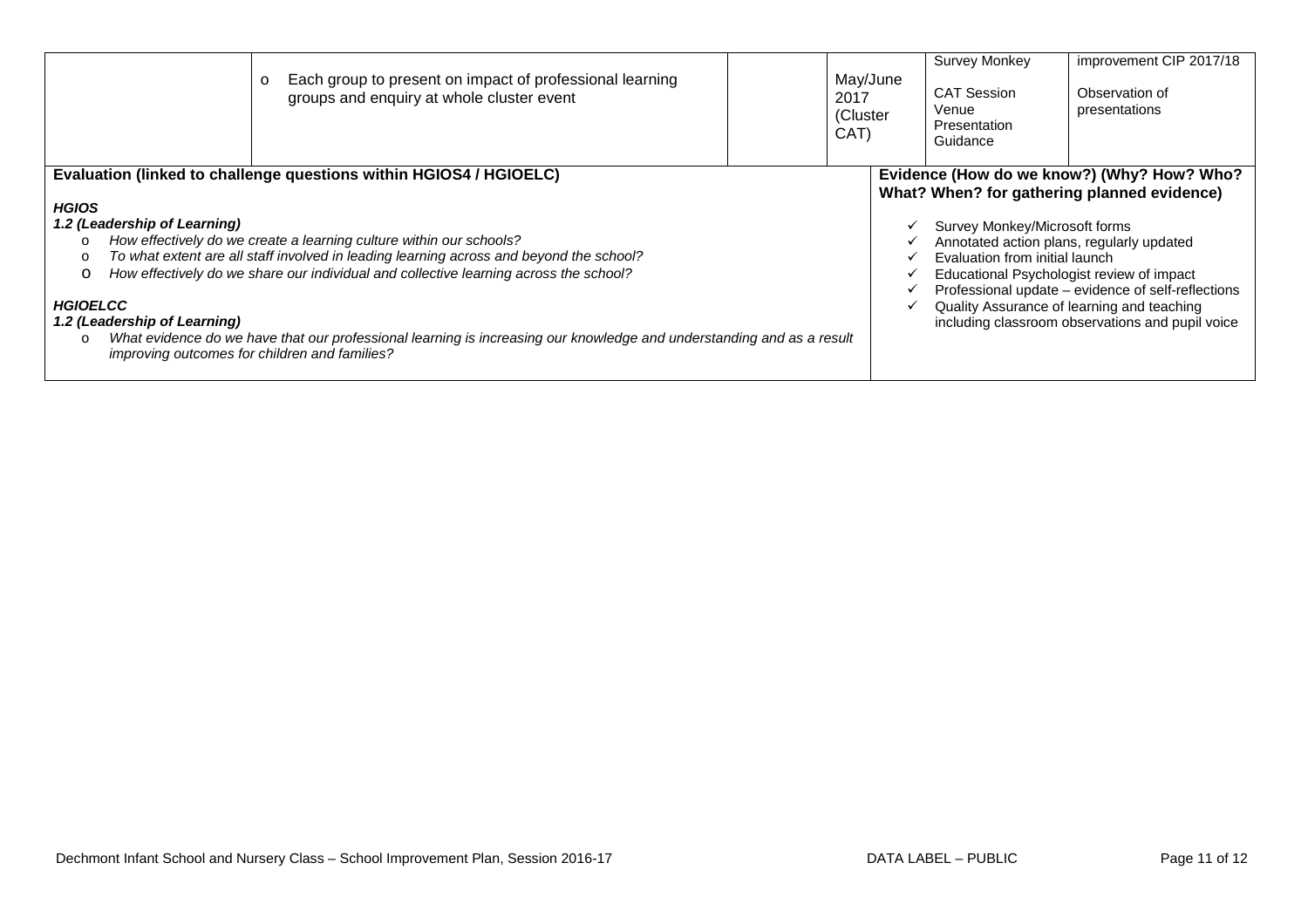| | | | | | |
|---|---|---|---|---|---|
| | o Each group to present on impact of professional learning groups and enquiry at whole cluster event | | May/June 2017 (Cluster CAT) | Survey Monkey<br><br>CAT Session Venue Presentation Guidance | improvement CIP 2017/18<br><br>Observation of presentations |

| Evaluation (linked to challenge questions within HGIOS4 / HGIOELC) | Evidence (How do we know?) (Why? How? Who? What? When? for gathering planned evidence) |
|---|---|
| ***HGIOS***<br>***1.2 (Leadership of Learning)***<br>o *How effectively do we create a learning culture within our schools?*<br>o *To what extent are all staff involved in leading learning across and beyond the school?*<br>o *How effectively do we share our individual and collective learning across the school?*<br><br>***HGIOELCC***<br>***1.2 (Leadership of Learning)***<br>o *What evidence do we have that our professional learning is increasing our knowledge and understanding and as a result improving outcomes for children and families?* | ✓ Survey Monkey/Microsoft forms<br>✓ Annotated action plans, regularly updated<br>✓ Evaluation from initial launch<br>✓ Educational Psychologist review of impact<br>✓ Professional update – evidence of self-reflections<br>✓ Quality Assurance of learning and teaching including classroom observations and pupil voice |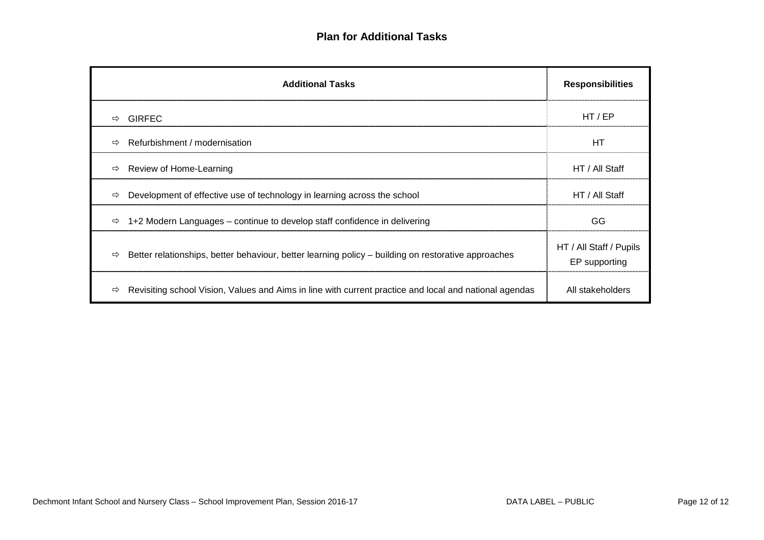## Plan for Additional Tasks

| Additional Tasks | Responsibilities |
|---|---|
| ⇨ GIRFEC | HT / EP |
| ⇨ Refurbishment / modernisation | HT |
| ⇨ Review of Home-Learning | HT / All Staff |
| ⇨ Development of effective use of technology in learning across the school | HT / All Staff |
| ⇨ 1+2 Modern Languages – continue to develop staff confidence in delivering | GG |
| ⇨ Better relationships, better behaviour, better learning policy – building on restorative approaches | HT / All Staff / Pupils EP supporting |
| ⇨ Revisiting school Vision, Values and Aims in line with current practice and local and national agendas | All stakeholders |